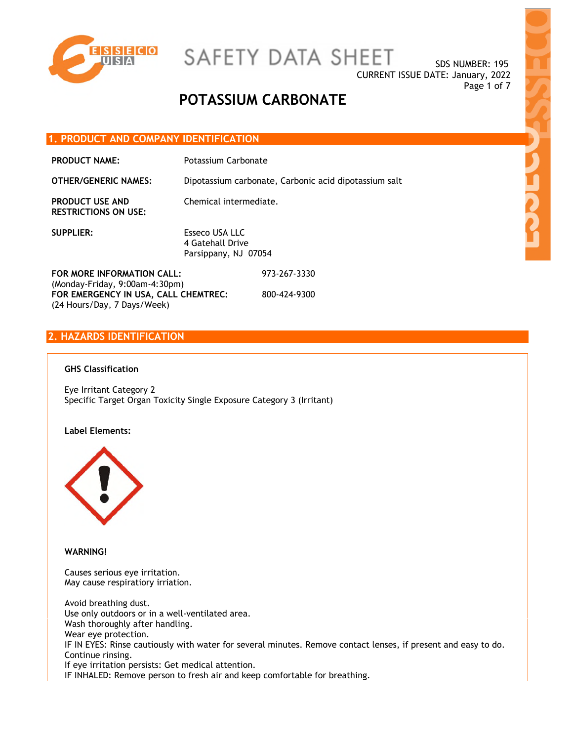# SAFETY DATA SHEET

SDS NUMBER: 195
CURRENT ISSUE DATE: January, 2022

# POTASSIUM CARBONATE

## 1. PRODUCT AND COMPANY IDENTIFICATION

**PRODUCT NAME:** Potassium Carbonate

**OTHER/GENERIC NAMES:** Dipotassium carbonate, Carbonic acid dipotassium salt

**PRODUCT USE AND RESTRICTIONS ON USE:** Chemical intermediate.

**SUPPLIER:** Esseco USA LLC
4 Gatehall Drive
Parsippany, NJ 07054

**FOR MORE INFORMATION CALL:** 973-267-3330
(Monday-Friday, 9:00am-4:30pm)

**FOR EMERGENCY IN USA, CALL CHEMTREC:** 800-424-9300
(24 Hours/Day, 7 Days/Week)

## 2. HAZARDS IDENTIFICATION

**GHS Classification**

Eye Irritant Category 2
Specific Target Organ Toxicity Single Exposure Category 3 (Irritant)

**Label Elements:**

**WARNING!**

Causes serious eye irritation.
May cause respiratory irriation.

Avoid breathing dust.
Use only outdoors or in a well-ventilated area.
Wash thoroughly after handling.
Wear eye protection.
IF IN EYES: Rinse cautiously with water for several minutes. Remove contact lenses, if present and easy to do. Continue rinsing.
If eye irritation persists: Get medical attention.
IF INHALED: Remove person to fresh air and keep comfortable for breathing.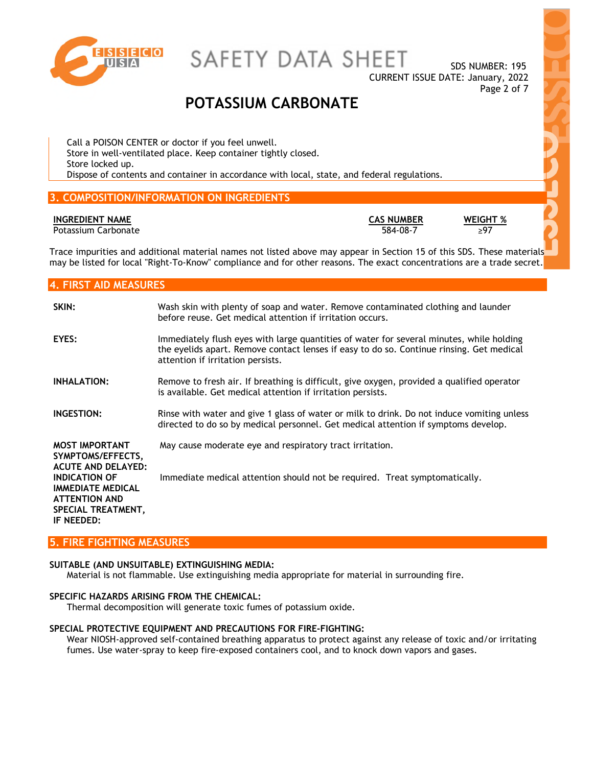Call a POISON CENTER or doctor if you feel unwell.
Store in well-ventilated place. Keep container tightly closed.
Store locked up.
Dispose of contents and container in accordance with local, state, and federal regulations.

## 3. COMPOSITION/INFORMATION ON INGREDIENTS

| INGREDIENT NAME | CAS NUMBER | WEIGHT % |
|---|---|---|
| Potassium Carbonate | 584-08-7 | ≥97 |

Trace impurities and additional material names not listed above may appear in Section 15 of this SDS. These materials may be listed for local "Right-To-Know" compliance and for other reasons. The exact concentrations are a trade secret.

## 4. FIRST AID MEASURES

**SKIN:** Wash skin with plenty of soap and water. Remove contaminated clothing and launder before reuse. Get medical attention if irritation occurs.

**EYES:** Immediately flush eyes with large quantities of water for several minutes, while holding the eyelids apart. Remove contact lenses if easy to do so. Continue rinsing. Get medical attention if irritation persists.

**INHALATION:** Remove to fresh air. If breathing is difficult, give oxygen, provided a qualified operator is available. Get medical attention if irritation persists.

**INGESTION:** Rinse with water and give 1 glass of water or milk to drink. Do not induce vomiting unless directed to do so by medical personnel. Get medical attention if symptoms develop.

**MOST IMPORTANT SYMPTOMS/EFFECTS, ACUTE AND DELAYED:** May cause moderate eye and respiratory tract irritation.

**INDICATION OF IMMEDIATE MEDICAL ATTENTION AND SPECIAL TREATMENT, IF NEEDED:** Immediate medical attention should not be required. Treat symptomatically.

## 5. FIRE FIGHTING MEASURES

**SUITABLE (AND UNSUITABLE) EXTINGUISHING MEDIA:**
Material is not flammable. Use extinguishing media appropriate for material in surrounding fire.

**SPECIFIC HAZARDS ARISING FROM THE CHEMICAL:**
Thermal decomposition will generate toxic fumes of potassium oxide.

**SPECIAL PROTECTIVE EQUIPMENT AND PRECAUTIONS FOR FIRE-FIGHTING:**
Wear NIOSH-approved self-contained breathing apparatus to protect against any release of toxic and/or irritating fumes. Use water-spray to keep fire-exposed containers cool, and to knock down vapors and gases.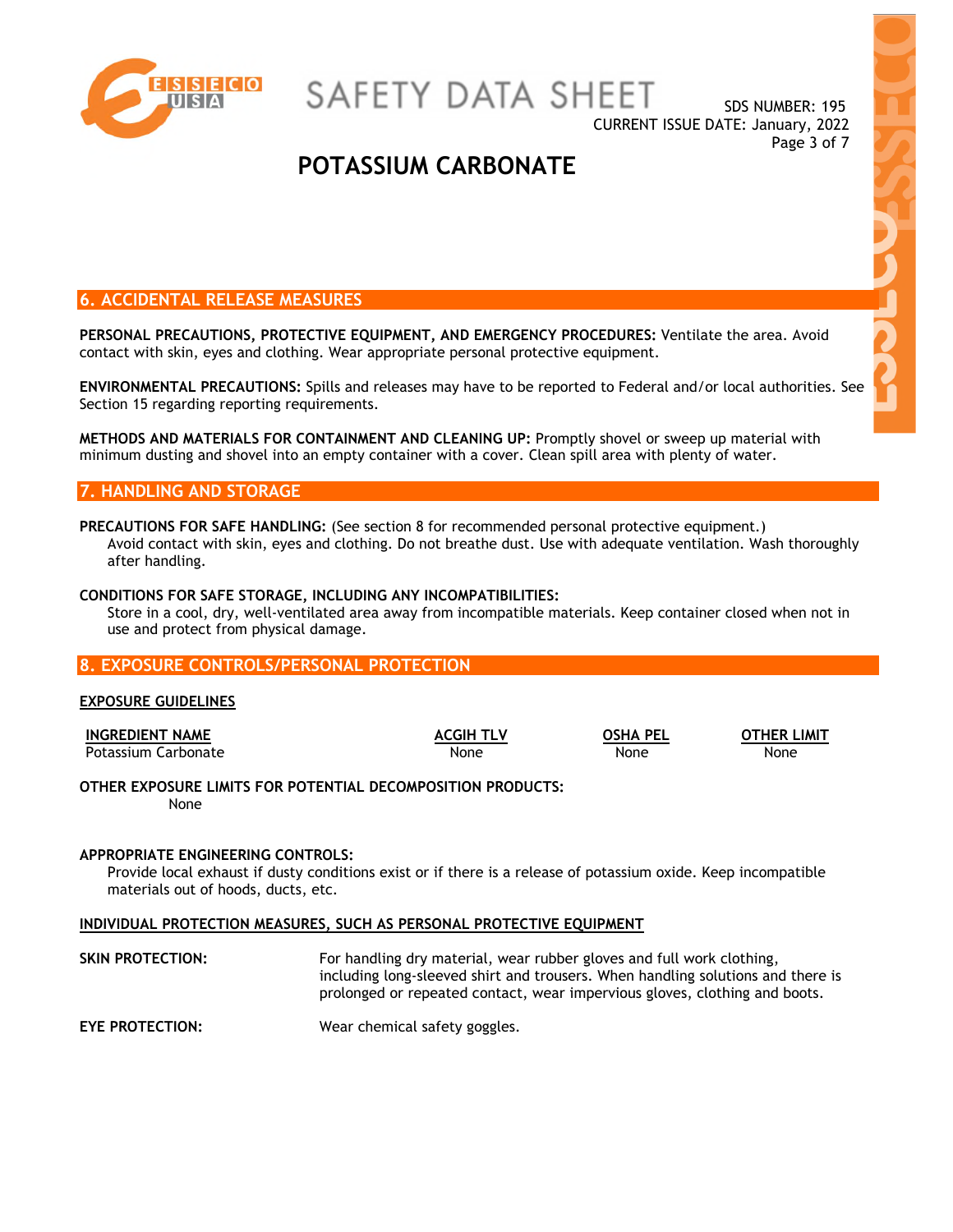## 6. ACCIDENTAL RELEASE MEASURES

**PERSONAL PRECAUTIONS, PROTECTIVE EQUIPMENT, AND EMERGENCY PROCEDURES:** Ventilate the area. Avoid contact with skin, eyes and clothing. Wear appropriate personal protective equipment.

**ENVIRONMENTAL PRECAUTIONS:** Spills and releases may have to be reported to Federal and/or local authorities. See Section 15 regarding reporting requirements.

**METHODS AND MATERIALS FOR CONTAINMENT AND CLEANING UP:** Promptly shovel or sweep up material with minimum dusting and shovel into an empty container with a cover. Clean spill area with plenty of water.

## 7. HANDLING AND STORAGE

**PRECAUTIONS FOR SAFE HANDLING:** (See section 8 for recommended personal protective equipment.)
Avoid contact with skin, eyes and clothing. Do not breathe dust. Use with adequate ventilation. Wash thoroughly after handling.

**CONDITIONS FOR SAFE STORAGE, INCLUDING ANY INCOMPATIBILITIES:**
Store in a cool, dry, well-ventilated area away from incompatible materials. Keep container closed when not in use and protect from physical damage.

## 8. EXPOSURE CONTROLS/PERSONAL PROTECTION

**EXPOSURE GUIDELINES**

| INGREDIENT NAME | ACGIH TLV | OSHA PEL | OTHER LIMIT |
|---|---|---|---|
| Potassium Carbonate | None | None | None |

**OTHER EXPOSURE LIMITS FOR POTENTIAL DECOMPOSITION PRODUCTS:**
None

**APPROPRIATE ENGINEERING CONTROLS:**
Provide local exhaust if dusty conditions exist or if there is a release of potassium oxide. Keep incompatible materials out of hoods, ducts, etc.

**INDIVIDUAL PROTECTION MEASURES, SUCH AS PERSONAL PROTECTIVE EQUIPMENT**

**SKIN PROTECTION:** For handling dry material, wear rubber gloves and full work clothing, including long-sleeved shirt and trousers. When handling solutions and there is prolonged or repeated contact, wear impervious gloves, clothing and boots.

**EYE PROTECTION:** Wear chemical safety goggles.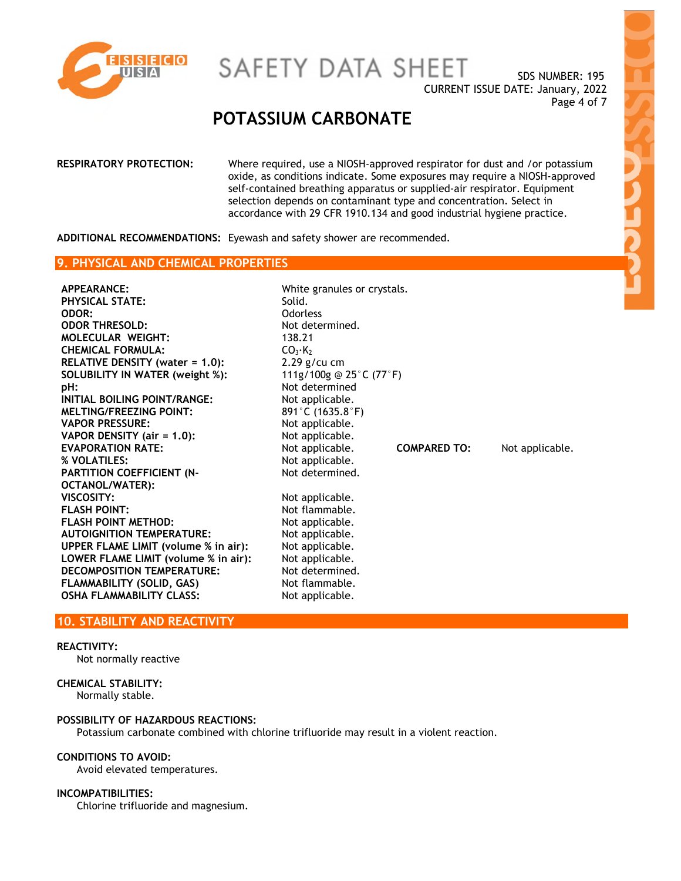**RESPIRATORY PROTECTION:** Where required, use a NIOSH-approved respirator for dust and /or potassium oxide, as conditions indicate. Some exposures may require a NIOSH-approved self-contained breathing apparatus or supplied-air respirator. Equipment selection depends on contaminant type and concentration. Select in accordance with 29 CFR 1910.134 and good industrial hygiene practice.

**ADDITIONAL RECOMMENDATIONS:** Eyewash and safety shower are recommended.

## 9. PHYSICAL AND CHEMICAL PROPERTIES

| | | | |
|---|---|---|---|
| **APPEARANCE:** | White granules or crystals. | | |
| **PHYSICAL STATE:** | Solid. | | |
| **ODOR:** | Odorless | | |
| **ODOR THRESOLD:** | Not determined. | | |
| **MOLECULAR WEIGHT:** | 138.21 | | |
| **CHEMICAL FORMULA:** | $CO_3 \cdot K_2$ | | |
| **RELATIVE DENSITY (water = 1.0):** | 2.29 g/cu cm | | |
| **SOLUBILITY IN WATER (weight %):** | 111g/100g @ 25°C (77°F) | | |
| **pH:** | Not determined | | |
| **INITIAL BOILING POINT/RANGE:** | Not applicable. | | |
| **MELTING/FREEZING POINT:** | 891°C (1635.8°F) | | |
| **VAPOR PRESSURE:** | Not applicable. | | |
| **VAPOR DENSITY (air = 1.0):** | Not applicable. | | |
| **EVAPORATION RATE:** | Not applicable. | **COMPARED TO:** | Not applicable. |
| **% VOLATILES:** | Not applicable. | | |
| **PARTITION COEFFICIENT (N-OCTANOL/WATER):** | Not determined. | | |
| **VISCOSITY:** | Not applicable. | | |
| **FLASH POINT:** | Not flammable. | | |
| **FLASH POINT METHOD:** | Not applicable. | | |
| **AUTOIGNITION TEMPERATURE:** | Not applicable. | | |
| **UPPER FLAME LIMIT (volume % in air):** | Not applicable. | | |
| **LOWER FLAME LIMIT (volume % in air):** | Not applicable. | | |
| **DECOMPOSITION TEMPERATURE:** | Not determined. | | |
| **FLAMMABILITY (SOLID, GAS)** | Not flammable. | | |
| **OSHA FLAMMABILITY CLASS:** | Not applicable. | | |

## 10. STABILITY AND REACTIVITY

**REACTIVITY:**
Not normally reactive

**CHEMICAL STABILITY:**
Normally stable.

**POSSIBILITY OF HAZARDOUS REACTIONS:**
Potassium carbonate combined with chlorine trifluoride may result in a violent reaction.

**CONDITIONS TO AVOID:**
Avoid elevated temperatures.

**INCOMPATIBILITIES:**
Chlorine trifluoride and magnesium.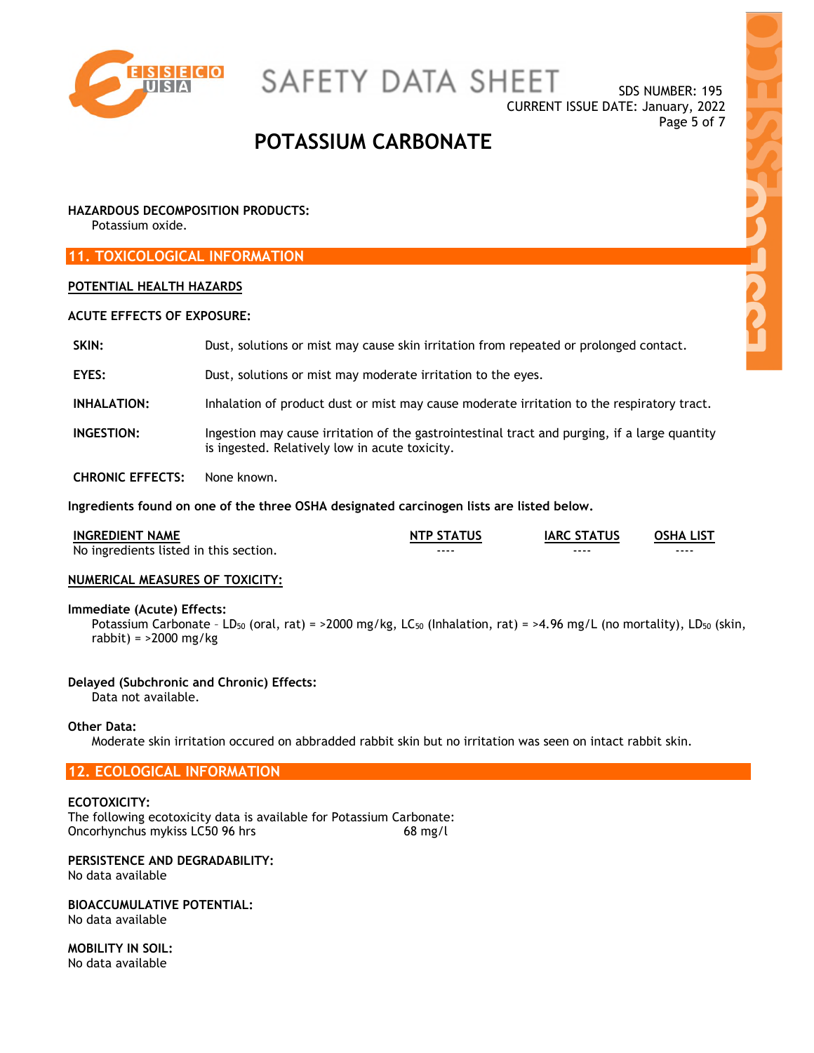**HAZARDOUS DECOMPOSITION PRODUCTS:**
Potassium oxide.

## 11. TOXICOLOGICAL INFORMATION

**POTENTIAL HEALTH HAZARDS**

**ACUTE EFFECTS OF EXPOSURE:**

| | |
|---|---|
| **SKIN:** | Dust, solutions or mist may cause skin irritation from repeated or prolonged contact. |
| **EYES:** | Dust, solutions or mist may moderate irritation to the eyes. |
| **INHALATION:** | Inhalation of product dust or mist may cause moderate irritation to the respiratory tract. |
| **INGESTION:** | Ingestion may cause irritation of the gastrointestinal tract and purging, if a large quantity is ingested. Relatively low in acute toxicity. |
| **CHRONIC EFFECTS:** | None known. |

**Ingredients found on one of the three OSHA designated carcinogen lists are listed below.**

| INGREDIENT NAME | NTP STATUS | IARC STATUS | OSHA LIST |
|---|---|---|---|
| No ingredients listed in this section. | ---- | ---- | ---- |

**NUMERICAL MEASURES OF TOXICITY:**

**Immediate (Acute) Effects:**
Potassium Carbonate – $LD_{50}$ (oral, rat) = >2000 mg/kg, $LC_{50}$ (Inhalation, rat) = >4.96 mg/L (no mortality), $LD_{50}$ (skin, rabbit) = >2000 mg/kg

**Delayed (Subchronic and Chronic) Effects:**
Data not available.

**Other Data:**
Moderate skin irritation occured on abbradded rabbit skin but no irritation was seen on intact rabbit skin.

## 12. ECOLOGICAL INFORMATION

**ECOTOXICITY:**
The following ecotoxicity data is available for Potassium Carbonate:
Oncorhynchus mykiss LC50 96 hrs 68 mg/l

**PERSISTENCE AND DEGRADABILITY:**
No data available

**BIOACCUMULATIVE POTENTIAL:**
No data available

**MOBILITY IN SOIL:**
No data available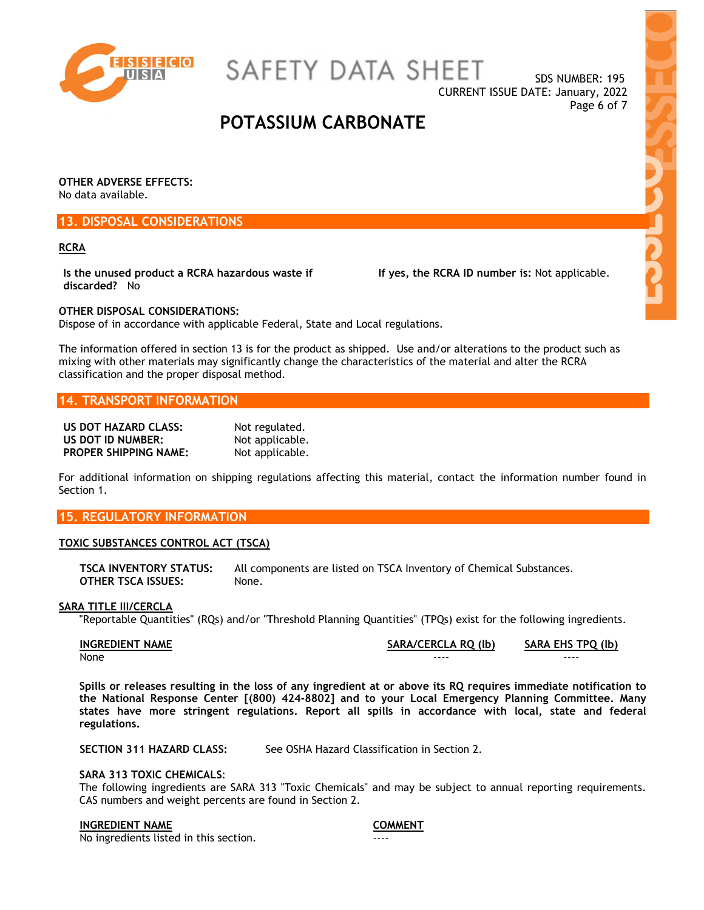**OTHER ADVERSE EFFECTS:**
No data available.

## 13. DISPOSAL CONSIDERATIONS

**RCRA**

**Is the unused product a RCRA hazardous waste if discarded?** No

**If yes, the RCRA ID number is:** Not applicable.

**OTHER DISPOSAL CONSIDERATIONS:**
Dispose of in accordance with applicable Federal, State and Local regulations.

The information offered in section 13 is for the product as shipped. Use and/or alterations to the product such as mixing with other materials may significantly change the characteristics of the material and alter the RCRA classification and the proper disposal method.

## 14. TRANSPORT INFORMATION

| | |
|---|---|
| **US DOT HAZARD CLASS:** | Not regulated. |
| **US DOT ID NUMBER:** | Not applicable. |
| **PROPER SHIPPING NAME:** | Not applicable. |

For additional information on shipping regulations affecting this material, contact the information number found in Section 1.

## 15. REGULATORY INFORMATION

**TOXIC SUBSTANCES CONTROL ACT (TSCA)**

| | |
|---|---|
| **TSCA INVENTORY STATUS:** | All components are listed on TSCA Inventory of Chemical Substances. |
| **OTHER TSCA ISSUES:** | None. |

**SARA TITLE III/CERCLA**

"Reportable Quantities" (RQs) and/or "Threshold Planning Quantities" (TPQs) exist for the following ingredients.

| INGREDIENT NAME | SARA/CERCLA RQ (lb) | SARA EHS TPQ (lb) |
|---|---|---|
| None | ---- | ---- |

**Spills or releases resulting in the loss of any ingredient at or above its RQ requires immediate notification to the National Response Center [(800) 424-8802] and to your Local Emergency Planning Committee. Many states have more stringent regulations. Report all spills in accordance with local, state and federal regulations.**

**SECTION 311 HAZARD CLASS:** See OSHA Hazard Classification in Section 2.

**SARA 313 TOXIC CHEMICALS**:
The following ingredients are SARA 313 "Toxic Chemicals" and may be subject to annual reporting requirements. CAS numbers and weight percents are found in Section 2.

| INGREDIENT NAME | COMMENT |
|---|---|
| No ingredients listed in this section. | ---- |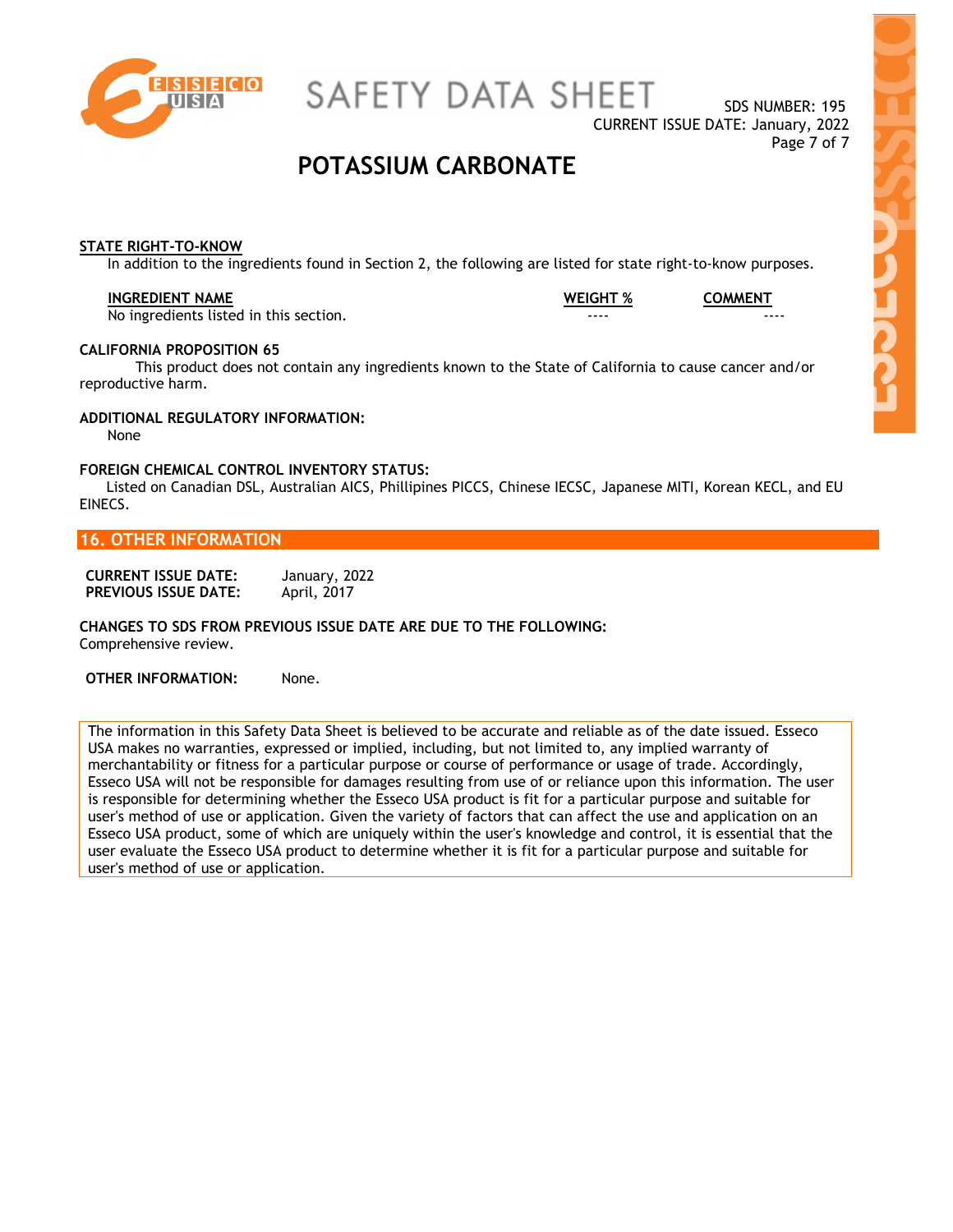**STATE RIGHT-TO-KNOW**

In addition to the ingredients found in Section 2, the following are listed for state right-to-know purposes.

| INGREDIENT NAME | WEIGHT % | COMMENT |
|---|---|---|
| No ingredients listed in this section. | ---- | ---- |

**CALIFORNIA PROPOSITION 65**

This product does not contain any ingredients known to the State of California to cause cancer and/or reproductive harm.

**ADDITIONAL REGULATORY INFORMATION:**

None

**FOREIGN CHEMICAL CONTROL INVENTORY STATUS:**

Listed on Canadian DSL, Australian AICS, Phillipines PICCS, Chinese IECSC, Japanese MITI, Korean KECL, and EU EINECS.

## 16. OTHER INFORMATION

**CURRENT ISSUE DATE:** January, 2022
**PREVIOUS ISSUE DATE:** April, 2017

**CHANGES TO SDS FROM PREVIOUS ISSUE DATE ARE DUE TO THE FOLLOWING:**
Comprehensive review.

**OTHER INFORMATION:** None.

The information in this Safety Data Sheet is believed to be accurate and reliable as of the date issued. Esseco USA makes no warranties, expressed or implied, including, but not limited to, any implied warranty of merchantability or fitness for a particular purpose or course of performance or usage of trade. Accordingly, Esseco USA will not be responsible for damages resulting from use of or reliance upon this information. The user is responsible for determining whether the Esseco USA product is fit for a particular purpose and suitable for user's method of use or application. Given the variety of factors that can affect the use and application on an Esseco USA product, some of which are uniquely within the user's knowledge and control, it is essential that the user evaluate the Esseco USA product to determine whether it is fit for a particular purpose and suitable for user's method of use or application.